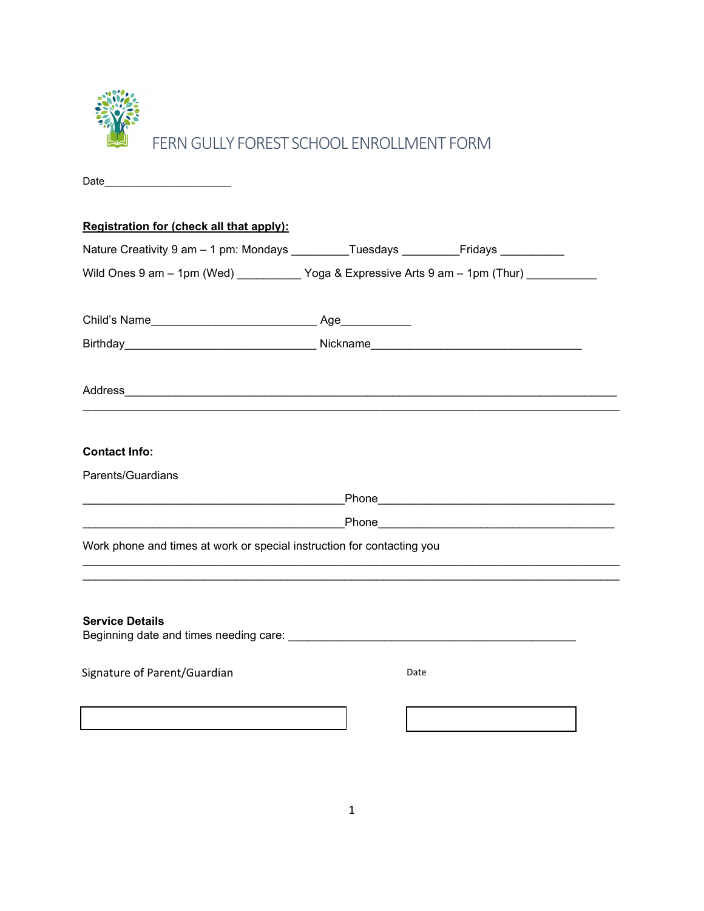# FERN GULLY FOREST SCHOOL ENROLLMENT FORM

Date_____________________

**Registration for (check all that apply):**

Nature Creativity 9 am – 1 pm: Mondays _________Tuesdays _________Fridays __________

Wild Ones 9 am – 1pm (Wed) __________ Yoga & Expressive Arts 9 am – 1pm (Thur) ___________

Child's Name__________________________ Age___________

Birthday______________________________ Nickname_________________________________

Address_____________________________________________________________________________

_____________________________________________________________________________________

**Contact Info:**

Parents/Guardians

_________________________________________Phone_____________________________________

_________________________________________Phone_____________________________________

Work phone and times at work or special instruction for contacting you

_____________________________________________________________________________________

_____________________________________________________________________________________

**Service Details**

Beginning date and times needing care: _____________________________________________

Signature of Parent/Guardian

Date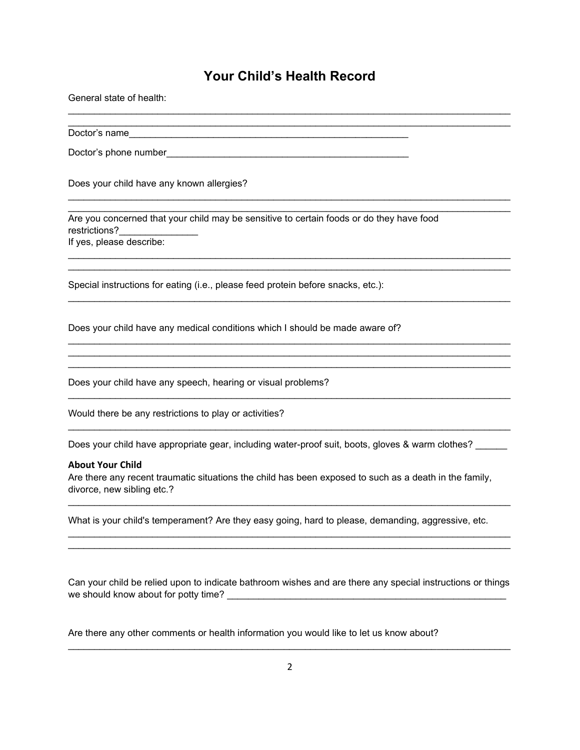# Your Child's Health Record

General state of health:

______________________________________________________________________________________
______________________________________________________________________________________

Doctor's name_______________________________________________________

Doctor's phone number_______________________________________________

Does your child have any known allergies?

______________________________________________________________________________________
______________________________________________________________________________________

Are you concerned that your child may be sensitive to certain foods or do they have food restrictions?_______________

If yes, please describe:

______________________________________________________________________________________
______________________________________________________________________________________

Special instructions for eating (i.e., please feed protein before snacks, etc.):

______________________________________________________________________________________

Does your child have any medical conditions which I should be made aware of?

______________________________________________________________________________________
______________________________________________________________________________________
______________________________________________________________________________________

Does your child have any speech, hearing or visual problems?

______________________________________________________________________________________

Would there be any restrictions to play or activities?

______________________________________________________________________________________

Does your child have appropriate gear, including water-proof suit, boots, gloves & warm clothes? ______

**About Your Child**

Are there any recent traumatic situations the child has been exposed to such as a death in the family, divorce, new sibling etc.?

______________________________________________________________________________________

What is your child's temperament? Are they easy going, hard to please, demanding, aggressive, etc.

______________________________________________________________________________________
______________________________________________________________________________________

Can your child be relied upon to indicate bathroom wishes and are there any special instructions or things we should know about for potty time? _______________________________________________________

Are there any other comments or health information you would like to let us know about?

______________________________________________________________________________________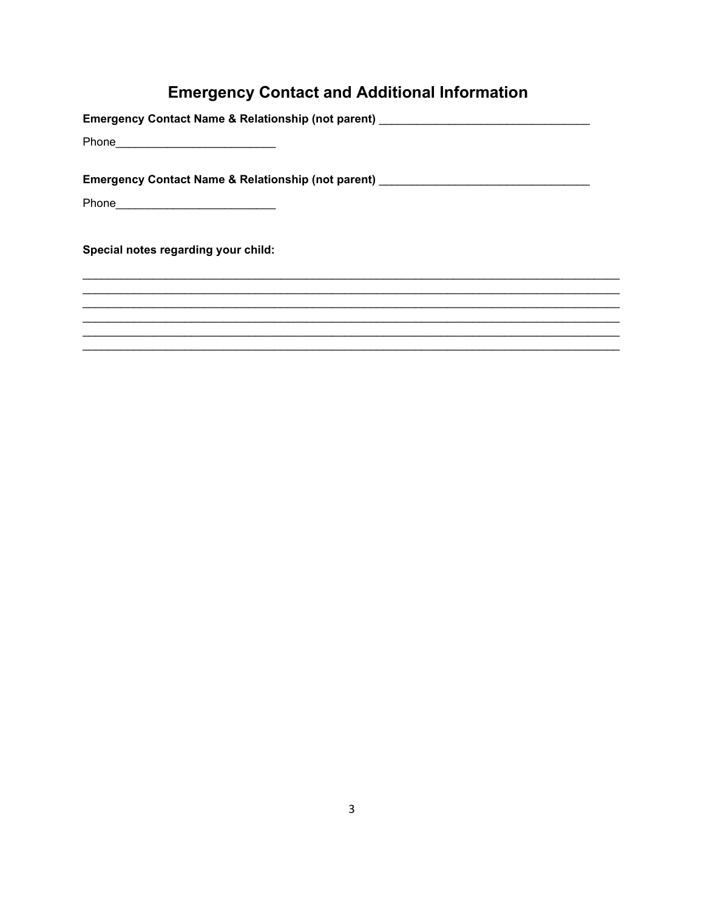# Emergency Contact and Additional Information

**Emergency Contact Name & Relationship (not parent)** _________________________________

Phone_________________________

**Emergency Contact Name & Relationship (not parent)** _________________________________

Phone_________________________

**Special notes regarding your child:**

____________________________________________________________________________________
____________________________________________________________________________________
____________________________________________________________________________________
____________________________________________________________________________________
____________________________________________________________________________________
____________________________________________________________________________________